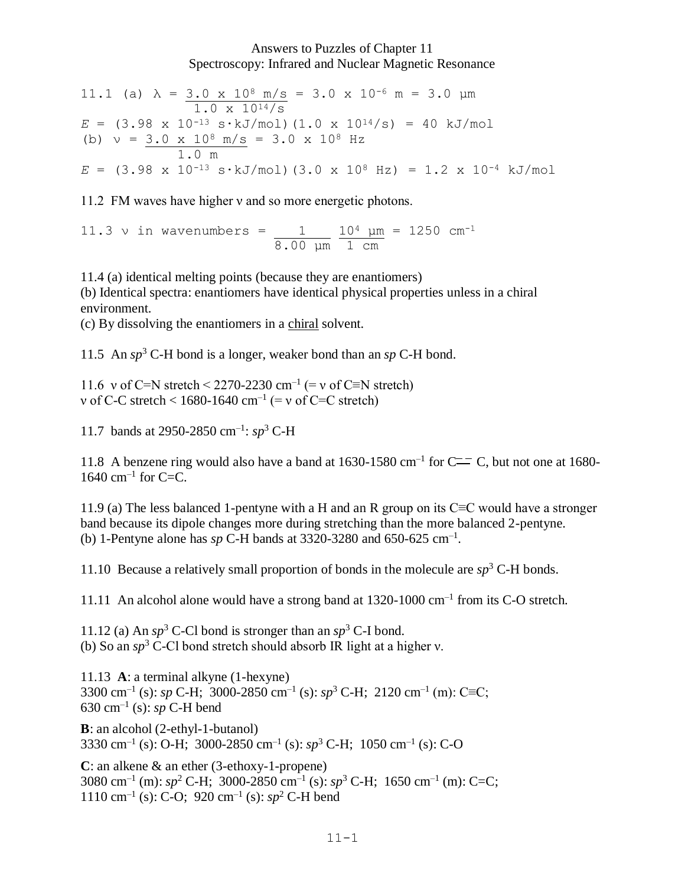# Answers to Puzzles of Chapter 11
## Spectroscopy: Infrared and Nuclear Magnetic Resonance

11.1 (a) $\lambda = \dfrac{3.0 \times 10^{8}\text{ m/s}}{1.0 \times 10^{14}\text{/s}} = 3.0 \times 10^{-6}\text{ m} = 3.0\ \mu\text{m}$

$E = (3.98 \times 10^{-13}\text{ s}\cdot\text{kJ/mol})(1.0 \times 10^{14}\text{/s}) = 40\text{ kJ/mol}$

(b) $\nu = \dfrac{3.0 \times 10^{8}\text{ m/s}}{1.0\text{ m}} = 3.0 \times 10^{8}\text{ Hz}$

$E = (3.98 \times 10^{-13}\text{ s}\cdot\text{kJ/mol})(3.0 \times 10^{8}\text{ Hz}) = 1.2 \times 10^{-4}\text{ kJ/mol}$

11.2 FM waves have higher ν and so more energetic photons.

11.3 $\nu \text{ in wavenumbers} = \dfrac{1}{8.00\ \mu\text{m}} \dfrac{10^{4}\ \mu\text{m}}{1\text{ cm}} = 1250\text{ cm}^{-1}$

11.4 (a) identical melting points (because they are enantiomers)
(b) Identical spectra: enantiomers have identical physical properties unless in a chiral environment.
(c) By dissolving the enantiomers in a chiral solvent.

11.5 An $sp^3$ C-H bond is a longer, weaker bond than an $sp$ C-H bond.

11.6 ν of C=N stretch < 2270-2230 $\text{cm}^{-1}$ (= ν of C≡N stretch)
ν of C-C stretch < 1680-1640 $\text{cm}^{-1}$ (= ν of C=C stretch)

11.7 bands at 2950-2850 $\text{cm}^{-1}$: $sp^3$ C-H

11.8 A benzene ring would also have a band at 1630-1580 $\text{cm}^{-1}$ for C⚌C, but not one at 1680-1640 $\text{cm}^{-1}$ for C=C.

11.9 (a) The less balanced 1-pentyne with a H and an R group on its C≡C would have a stronger band because its dipole changes more during stretching than the more balanced 2-pentyne.
(b) 1-Pentyne alone has $sp$ C-H bands at 3320-3280 and 650-625 $\text{cm}^{-1}$.

11.10 Because a relatively small proportion of bonds in the molecule are $sp^3$ C-H bonds.

11.11 An alcohol alone would have a strong band at 1320-1000 $\text{cm}^{-1}$ from its C-O stretch.

11.12 (a) An $sp^3$ C-Cl bond is stronger than an $sp^3$ C-I bond.
(b) So an $sp^3$ C-Cl bond stretch should absorb IR light at a higher ν.

11.13 **A**: a terminal alkyne (1-hexyne)
3300 $\text{cm}^{-1}$ (s): $sp$ C-H; 3000-2850 $\text{cm}^{-1}$ (s): $sp^3$ C-H; 2120 $\text{cm}^{-1}$ (m): C≡C;
630 $\text{cm}^{-1}$ (s): $sp$ C-H bend

**B**: an alcohol (2-ethyl-1-butanol)
3330 $\text{cm}^{-1}$ (s): O-H; 3000-2850 $\text{cm}^{-1}$ (s): $sp^3$ C-H; 1050 $\text{cm}^{-1}$ (s): C-O

**C**: an alkene & an ether (3-ethoxy-1-propene)
3080 $\text{cm}^{-1}$ (m): $sp^2$ C-H; 3000-2850 $\text{cm}^{-1}$ (s): $sp^3$ C-H; 1650 $\text{cm}^{-1}$ (m): C=C;
1110 $\text{cm}^{-1}$ (s): C-O; 920 $\text{cm}^{-1}$ (s): $sp^2$ C-H bend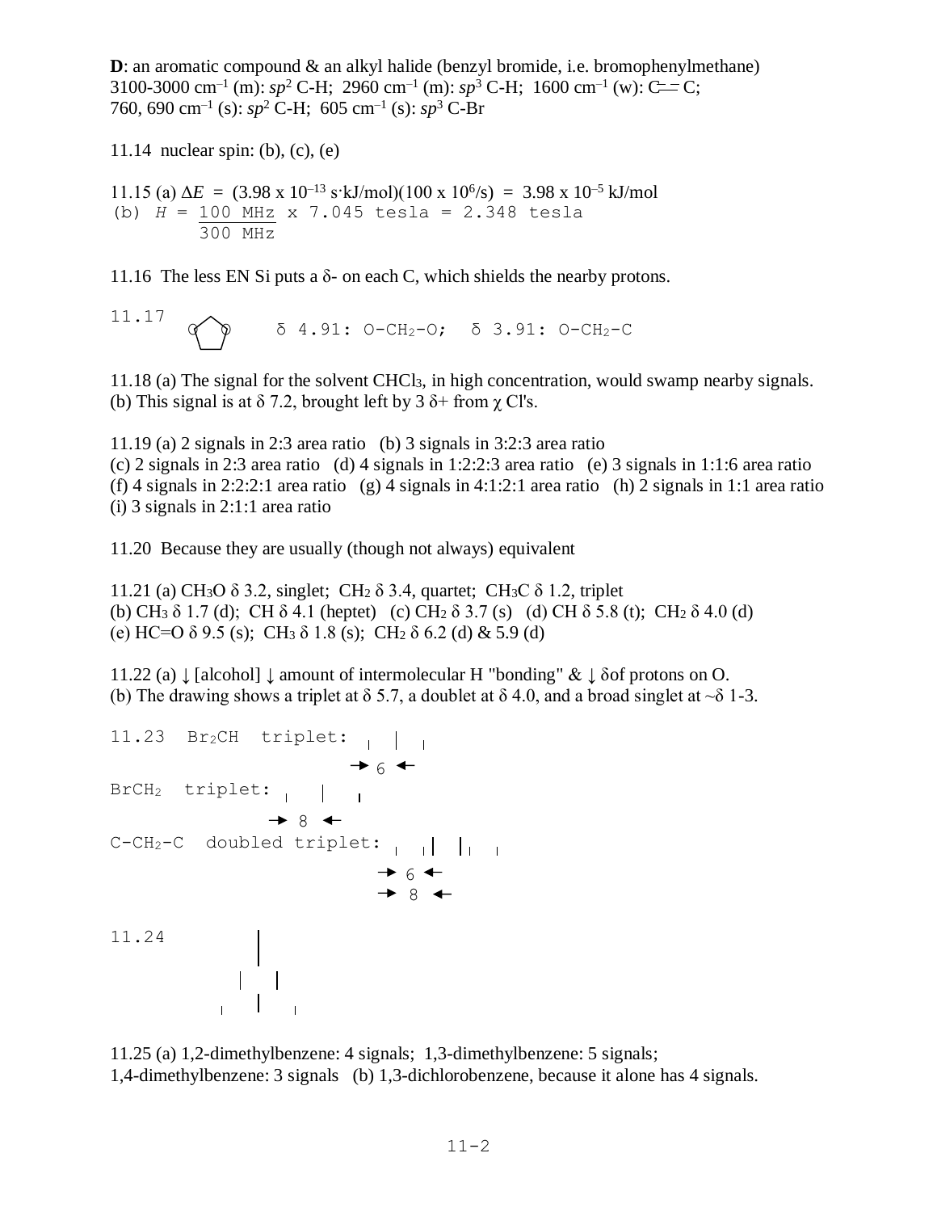**D**: an aromatic compound & an alkyl halide (benzyl bromide, i.e. bromophenylmethane)
3100-3000 $cm^{-1}$ (m): $sp^2$ C-H; 2960 $cm^{-1}$ (m): $sp^3$ C-H; 1600 $cm^{-1}$ (w): C═C;
760, 690 $cm^{-1}$ (s): $sp^2$ C-H; 605 $cm^{-1}$ (s): $sp^3$ C-Br

11.14 nuclear spin: (b), (c), (e)

11.15 (a) $\Delta E = (3.98 \times 10^{-13}\ \text{s}\cdot\text{kJ/mol})(100 \times 10^6/\text{s}) = 3.98 \times 10^{-5}$ kJ/mol
(b) $H = \frac{100\ \text{MHz}}{300\ \text{MHz}} \times 7.045\ \text{tesla} = 2.348\ \text{tesla}$

11.16 The less EN Si puts a δ- on each C, which shields the nearby protons.

11.17 (1,3-dioxolane ring) δ 4.91: O-$CH_2$-O; δ 3.91: O-$CH_2$-C

11.18 (a) The signal for the solvent $CHCl_3$, in high concentration, would swamp nearby signals.
(b) This signal is at δ 7.2, brought left by 3 δ+ from χ Cl's.

11.19 (a) 2 signals in 2:3 area ratio (b) 3 signals in 3:2:3 area ratio
(c) 2 signals in 2:3 area ratio (d) 4 signals in 1:2:2:3 area ratio (e) 3 signals in 1:1:6 area ratio
(f) 4 signals in 2:2:2:1 area ratio (g) 4 signals in 4:1:2:1 area ratio (h) 2 signals in 1:1 area ratio
(i) 3 signals in 2:1:1 area ratio

11.20 Because they are usually (though not always) equivalent

11.21 (a) $CH_3O$ δ 3.2, singlet; $CH_2$ δ 3.4, quartet; $CH_3C$ δ 1.2, triplet
(b) $CH_3$ δ 1.7 (d); CH δ 4.1 (heptet) (c) $CH_2$ δ 3.7 (s) (d) CH δ 5.8 (t); $CH_2$ δ 4.0 (d)
(e) HC=O δ 9.5 (s); $CH_3$ δ 1.8 (s); $CH_2$ δ 6.2 (d) & 5.9 (d)

11.22 (a) ↓ [alcohol] ↓ amount of intermolecular H "bonding" & ↓ δ of protons on O.
(b) The drawing shows a triplet at δ 5.7, a doublet at δ 4.0, and a broad singlet at ~δ 1-3.

11.23 $Br_2CH$ triplet: (J = 6)

$BrCH_2$ triplet: (J = 8)

C-$CH_2$-C doubled triplet: (J = 6, J = 8)

11.24

11.25 (a) 1,2-dimethylbenzene: 4 signals; 1,3-dimethylbenzene: 5 signals;
1,4-dimethylbenzene: 3 signals (b) 1,3-dichlorobenzene, because it alone has 4 signals.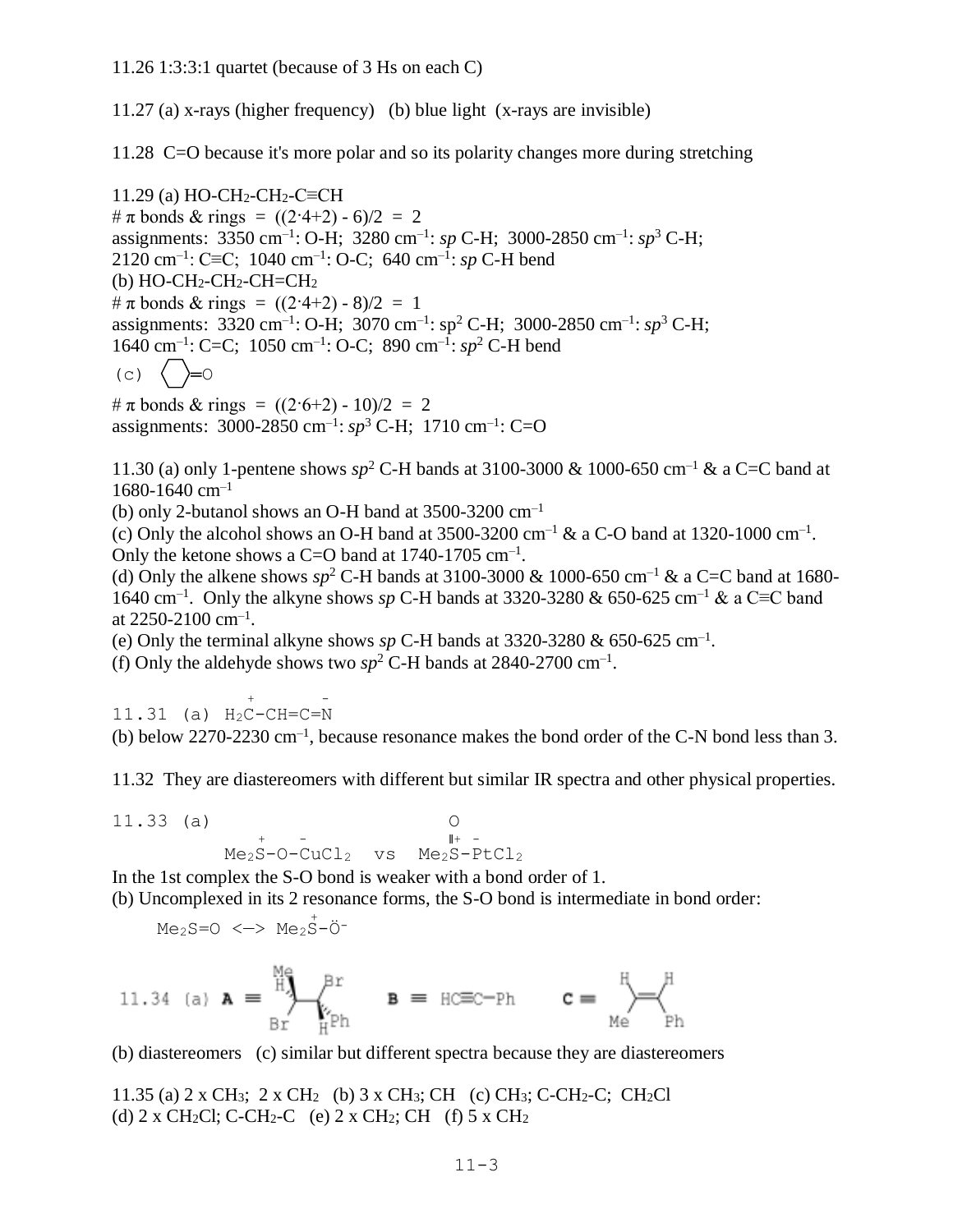11.26 1:3:3:1 quartet (because of 3 Hs on each C)

11.27 (a) x-rays (higher frequency)   (b) blue light  (x-rays are invisible)

11.28  C=O because it's more polar and so its polarity changes more during stretching

11.29 (a) HO-$CH_2$-$CH_2$-C≡CH
# π bonds & rings  =  ((2·4+2) - 6)/2  =  2
assignments:  3350 $cm^{-1}$: O-H;  3280 $cm^{-1}$: *sp* C-H;  3000-2850 $cm^{-1}$: $sp^3$ C-H;
2120 $cm^{-1}$: C≡C;  1040 $cm^{-1}$: O-C;  640 $cm^{-1}$: *sp* C-H bend
(b) HO-$CH_2$-$CH_2$-CH=$CH_2$
# π bonds & rings  =  ((2·4+2) - 8)/2  =  1
assignments:  3320 $cm^{-1}$: O-H;  3070 $cm^{-1}$: $sp^2$ C-H;  3000-2850 $cm^{-1}$: $sp^3$ C-H;
1640 $cm^{-1}$: C=C;  1050 $cm^{-1}$: O-C;  890 $cm^{-1}$: $sp^2$ C-H bend
(c) (cyclohexanone)=O
# π bonds & rings  =  ((2·6+2) - 10)/2  =  2
assignments:  3000-2850 $cm^{-1}$: $sp^3$ C-H;  1710 $cm^{-1}$: C=O

11.30 (a) only 1-pentene shows $sp^2$ C-H bands at 3100-3000 & 1000-650 $cm^{-1}$ & a C=C band at 1680-1640 $cm^{-1}$
(b) only 2-butanol shows an O-H band at 3500-3200 $cm^{-1}$
(c) Only the alcohol shows an O-H band at 3500-3200 $cm^{-1}$ & a C-O band at 1320-1000 $cm^{-1}$. Only the ketone shows a C=O band at 1740-1705 $cm^{-1}$.
(d) Only the alkene shows $sp^2$ C-H bands at 3100-3000 & 1000-650 $cm^{-1}$ & a C=C band at 1680-1640 $cm^{-1}$.  Only the alkyne shows *sp* C-H bands at 3320-3280 & 650-625 $cm^{-1}$ & a C≡C band at 2250-2100 $cm^{-1}$.
(e) Only the terminal alkyne shows *sp* C-H bands at 3320-3280 & 650-625 $cm^{-1}$.
(f) Only the aldehyde shows two $sp^2$ C-H bands at 2840-2700 $cm^{-1}$.

11.31 (a) $H_2\overset{+}{C}$-CH=C=$\overset{-}{N}$
(b) below 2270-2230 $cm^{-1}$, because resonance makes the bond order of the C-N bond less than 3.

11.32  They are diastereomers with different but similar IR spectra and other physical properties.

11.33 (a) $Me_2\overset{+}{S}$-O-$\overset{-}{Cu}Cl_2$  vs  $Me_2\overset{+}{S}(=O)$-$\overset{-}{Pt}Cl_2$
In the 1st complex the S-O bond is weaker with a bond order of 1.
(b) Uncomplexed in its 2 resonance forms, the S-O bond is intermediate in bond order:
$Me_2S$=O <—> $Me_2\overset{+}{S}$-$\ddot{O}^-$

11.34 (a) **A** ≡ (Me)(H)C(Br)–C(Br)(H)(Ph)    **B** ≡ HC≡C−Ph    **C** ≡ (H)(Me)C=C(H)(Ph)
(b) diastereomers   (c) similar but different spectra because they are diastereomers

11.35 (a) 2 x $CH_3$;  2 x $CH_2$   (b) 3 x $CH_3$; CH   (c) $CH_3$; C-$CH_2$-C;  $CH_2Cl$
(d) 2 x $CH_2Cl$; C-$CH_2$-C   (e) 2 x $CH_2$; CH   (f) 5 x $CH_2$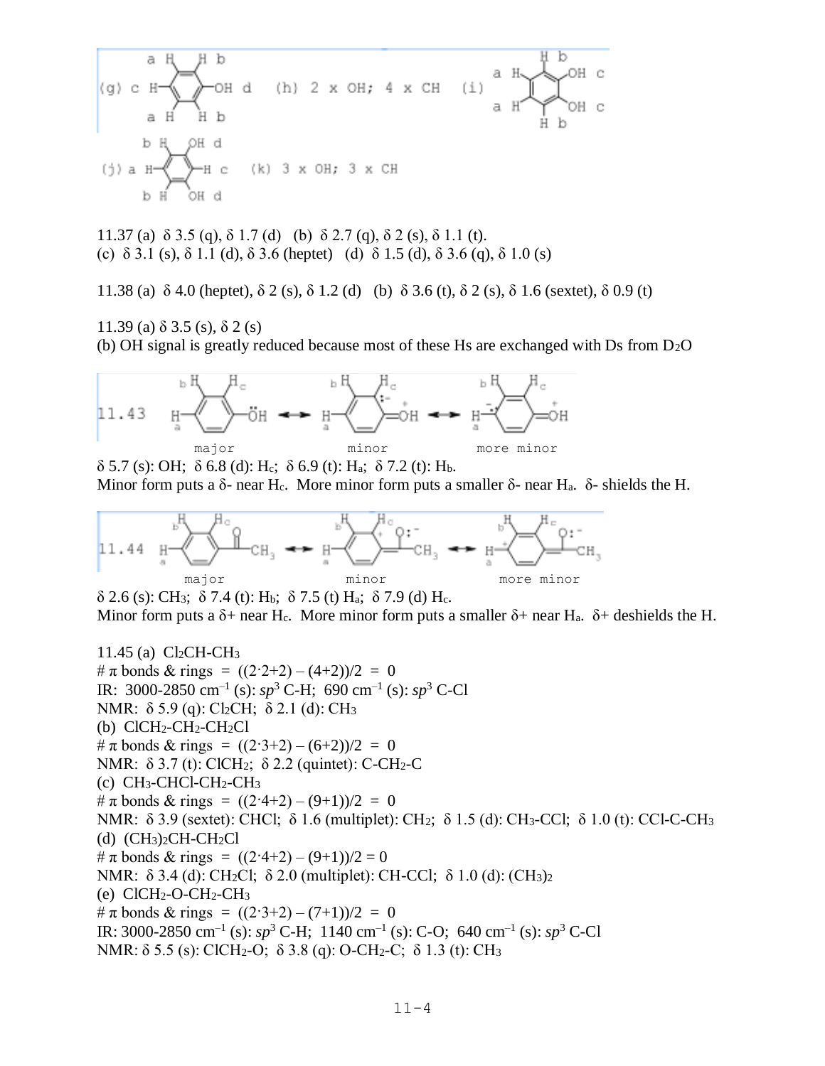(g) c H–[benzene ring with a H, a H, b H, b H]–OH d (h) 2 x OH; 4 x CH (i) [benzene ring with a H, a H, b H, b H, OH c, OH c]

(j) a H–[benzene ring with b H, b H, OH d, OH d]–H c (k) 3 x OH; 3 x CH

11.37 (a) δ 3.5 (q), δ 1.7 (d) (b) δ 2.7 (q), δ 2 (s), δ 1.1 (t).
(c) δ 3.1 (s), δ 1.1 (d), δ 3.6 (heptet) (d) δ 1.5 (d), δ 3.6 (q), δ 1.0 (s)

11.38 (a) δ 4.0 (heptet), δ 2 (s), δ 1.2 (d) (b) δ 3.6 (t), δ 2 (s), δ 1.6 (sextet), δ 0.9 (t)

11.39 (a) δ 3.5 (s), δ 2 (s)
(b) OH signal is greatly reduced because most of these Hs are exchanged with Ds from $D_2O$

11.43 [resonance structures of phenol: major ↔ minor ↔ more minor]

δ 5.7 (s): OH; δ 6.8 (d): $H_c$; δ 6.9 (t): $H_a$; δ 7.2 (t): $H_b$.
Minor form puts a δ- near $H_c$. More minor form puts a smaller δ- near $H_a$. δ- shields the H.

11.44 [resonance structures of acetophenone: major ↔ minor ↔ more minor]

δ 2.6 (s): $CH_3$; δ 7.4 (t): $H_b$; δ 7.5 (t) $H_a$; δ 7.9 (d) $H_c$.
Minor form puts a δ+ near $H_c$. More minor form puts a smaller δ+ near $H_a$. δ+ deshields the H.

11.45 (a) $Cl_2CH\text{-}CH_3$
# π bonds & rings = $((2{\cdot}2+2) - (4+2))/2 = 0$
IR: 3000-2850 cm$^{-1}$ (s): *sp*$^3$ C-H; 690 cm$^{-1}$ (s): *sp*$^3$ C-Cl
NMR: δ 5.9 (q): $Cl_2CH$; δ 2.1 (d): $CH_3$
(b) $ClCH_2\text{-}CH_2\text{-}CH_2Cl$
# π bonds & rings = $((2{\cdot}3+2) - (6+2))/2 = 0$
NMR: δ 3.7 (t): $ClCH_2$; δ 2.2 (quintet): C-$CH_2$-C
(c) $CH_3\text{-}CHCl\text{-}CH_2\text{-}CH_3$
# π bonds & rings = $((2{\cdot}4+2) - (9+1))/2 = 0$
NMR: δ 3.9 (sextet): CHCl; δ 1.6 (multiplet): $CH_2$; δ 1.5 (d): $CH_3$-CCl; δ 1.0 (t): CCl-C-$CH_3$
(d) $(CH_3)_2CH\text{-}CH_2Cl$
# π bonds & rings = $((2{\cdot}4+2) - (9+1))/2 = 0$
NMR: δ 3.4 (d): $CH_2Cl$; δ 2.0 (multiplet): CH-CCl; δ 1.0 (d): $(CH_3)_2$
(e) $ClCH_2\text{-}O\text{-}CH_2\text{-}CH_3$
# π bonds & rings = $((2{\cdot}3+2) - (7+1))/2 = 0$
IR: 3000-2850 cm$^{-1}$ (s): *sp*$^3$ C-H; 1140 cm$^{-1}$ (s): C-O; 640 cm$^{-1}$ (s): *sp*$^3$ C-Cl
NMR: δ 5.5 (s): $ClCH_2$-O; δ 3.8 (q): O-$CH_2$-C; δ 1.3 (t): $CH_3$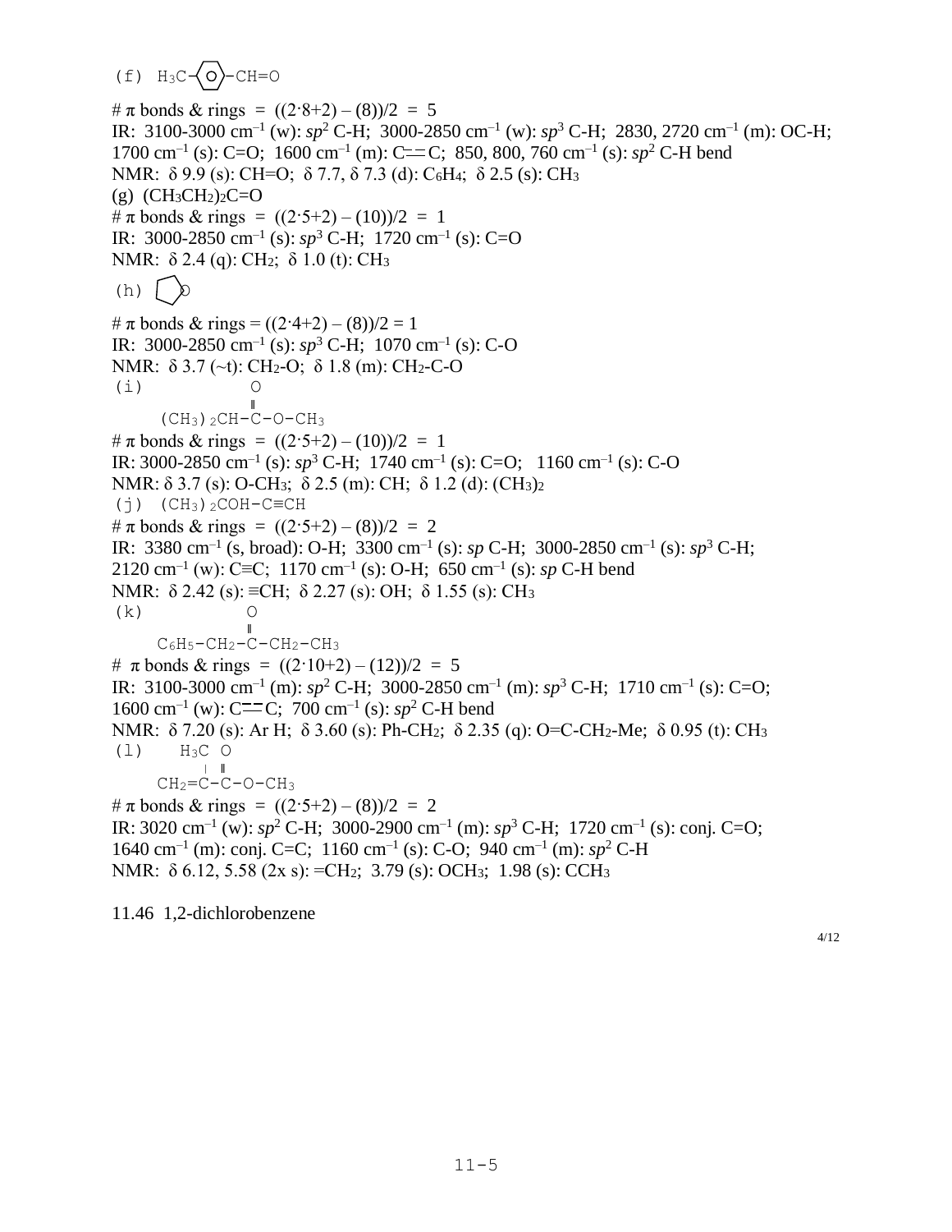(f) $H_3C$–⟨O⟩–$CH{=}O$

# π bonds & rings = $((2{\cdot}8+2) - (8))/2 = 5$
IR: 3100-3000 $cm^{-1}$ (w): $sp^2$ C-H; 3000-2850 $cm^{-1}$ (w): $sp^3$ C-H; 2830, 2720 $cm^{-1}$ (m): OC-H; 1700 $cm^{-1}$ (s): C=O; 1600 $cm^{-1}$ (m): C$\overset{\cdot\cdot}{=}$C; 850, 800, 760 $cm^{-1}$ (s): $sp^2$ C-H bend
NMR: δ 9.9 (s): CH=O; δ 7.7, δ 7.3 (d): $C_6H_4$; δ 2.5 (s): $CH_3$

(g) $(CH_3CH_2)_2C{=}O$
# π bonds & rings = $((2{\cdot}5+2) - (10))/2 = 1$
IR: 3000-2850 $cm^{-1}$ (s): $sp^3$ C-H; 1720 $cm^{-1}$ (s): C=O
NMR: δ 2.4 (q): $CH_2$; δ 1.0 (t): $CH_3$

(h) (tetrahydrofuran ring, O)
# π bonds & rings = $((2{\cdot}4+2) - (8))/2 = 1$
IR: 3000-2850 $cm^{-1}$ (s): $sp^3$ C-H; 1070 $cm^{-1}$ (s): C-O
NMR: δ 3.7 (~t): $CH_2$-O; δ 1.8 (m): $CH_2$-C-O

(i) $(CH_3)_2CH{-}\overset{O}{\overset{\|}{C}}{-}O{-}CH_3$
# π bonds & rings = $((2{\cdot}5+2) - (10))/2 = 1$
IR: 3000-2850 $cm^{-1}$ (s): $sp^3$ C-H; 1740 $cm^{-1}$ (s): C=O; 1160 $cm^{-1}$ (s): C-O
NMR: δ 3.7 (s): O-$CH_3$; δ 2.5 (m): CH; δ 1.2 (d): $(CH_3)_2$

(j) $(CH_3)_2COH{-}C{\equiv}CH$
# π bonds & rings = $((2{\cdot}5+2) - (8))/2 = 2$
IR: 3380 $cm^{-1}$ (s, broad): O-H; 3300 $cm^{-1}$ (s): $sp$ C-H; 3000-2850 $cm^{-1}$ (s): $sp^3$ C-H; 2120 $cm^{-1}$ (w): C≡C; 1170 $cm^{-1}$ (s): O-H; 650 $cm^{-1}$ (s): $sp$ C-H bend
NMR: δ 2.42 (s): ≡CH; δ 2.27 (s): OH; δ 1.55 (s): $CH_3$

(k) $C_6H_5{-}CH_2{-}\overset{O}{\overset{\|}{C}}{-}CH_2{-}CH_3$
# π bonds & rings = $((2{\cdot}10+2) - (12))/2 = 5$
IR: 3100-3000 $cm^{-1}$ (m): $sp^2$ C-H; 3000-2850 $cm^{-1}$ (m): $sp^3$ C-H; 1710 $cm^{-1}$ (s): C=O; 1600 $cm^{-1}$ (w): C$\overset{\cdot\cdot}{=}$C; 700 $cm^{-1}$ (s): $sp^2$ C-H bend
NMR: δ 7.20 (s): Ar H; δ 3.60 (s): Ph-$CH_2$; δ 2.35 (q): O=C-$CH_2$-Me; δ 0.95 (t): $CH_3$

(l) $CH_2{=}\overset{H_3C}{\overset{|}{C}}{-}\overset{O}{\overset{\|}{C}}{-}O{-}CH_3$
# π bonds & rings = $((2{\cdot}5+2) - (8))/2 = 2$
IR: 3020 $cm^{-1}$ (w): $sp^2$ C-H; 3000-2900 $cm^{-1}$ (m): $sp^3$ C-H; 1720 $cm^{-1}$ (s): conj. C=O; 1640 $cm^{-1}$ (m): conj. C=C; 1160 $cm^{-1}$ (s): C-O; 940 $cm^{-1}$ (m): $sp^2$ C-H
NMR: δ 6.12, 5.58 (2x s): =$CH_2$; 3.79 (s): $OCH_3$; 1.98 (s): $CCH_3$

11.46 1,2-dichlorobenzene